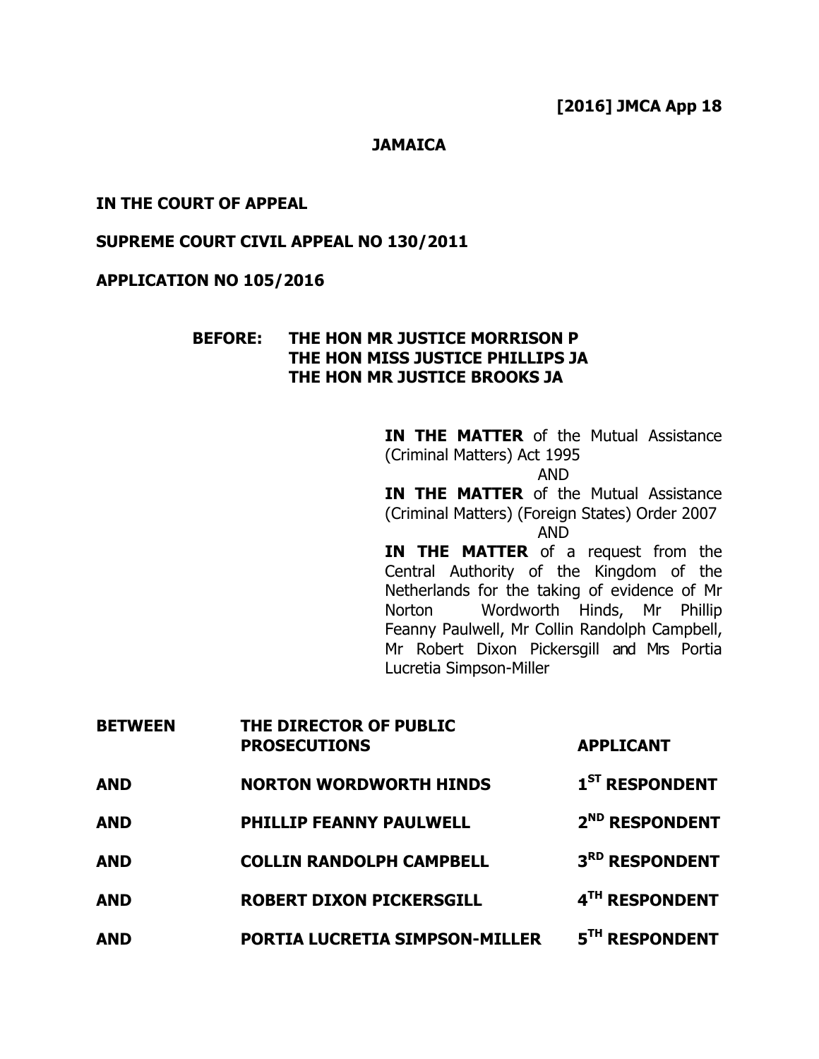**[2016] JMCA App 18**

**JAMAICA**

**IN THE COURT OF APPEAL**

**SUPREME COURT CIVIL APPEAL NO 130/2011**

**APPLICATION NO 105/2016**

**BEFORE: THE HON MR JUSTICE MORRISON P**
**THE HON MISS JUSTICE PHILLIPS JA**
**THE HON MR JUSTICE BROOKS JA**

**IN THE MATTER** of the Mutual Assistance (Criminal Matters) Act 1995

AND

**IN THE MATTER** of the Mutual Assistance (Criminal Matters) (Foreign States) Order 2007

AND

**IN THE MATTER** of a request from the Central Authority of the Kingdom of the Netherlands for the taking of evidence of Mr Norton Wordworth Hinds, Mr Phillip Feanny Paulwell, Mr Collin Randolph Campbell, Mr Robert Dixon Pickersgill and Mrs Portia Lucretia Simpson-Miller

| | | |
|---|---|---|
| **BETWEEN** | **THE DIRECTOR OF PUBLIC PROSECUTIONS** | **APPLICANT** |
| **AND** | **NORTON WORDWORTH HINDS** | **1ST RESPONDENT** |
| **AND** | **PHILLIP FEANNY PAULWELL** | **2ND RESPONDENT** |
| **AND** | **COLLIN RANDOLPH CAMPBELL** | **3RD RESPONDENT** |
| **AND** | **ROBERT DIXON PICKERSGILL** | **4TH RESPONDENT** |
| **AND** | **PORTIA LUCRETIA SIMPSON-MILLER** | **5TH RESPONDENT** |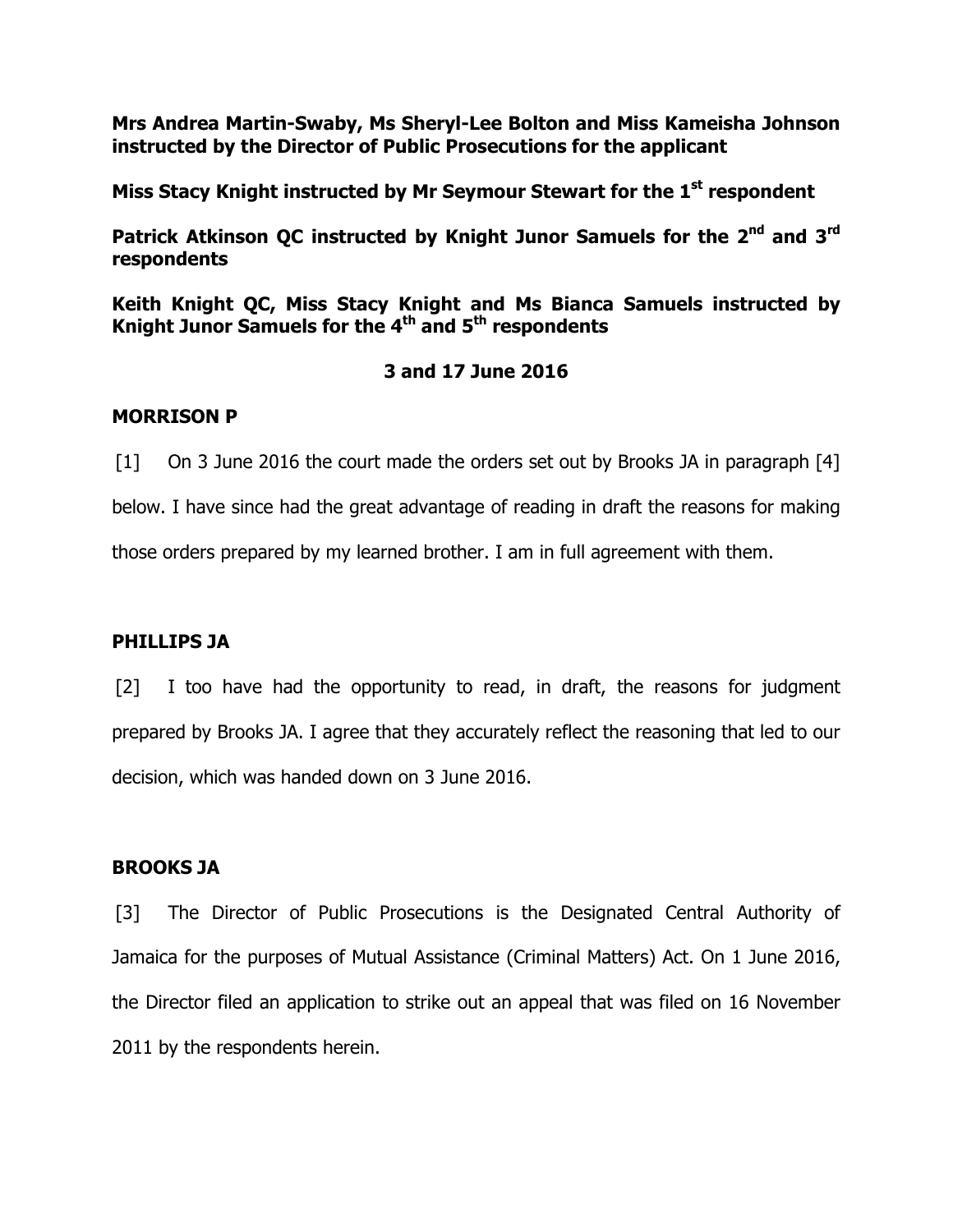**Mrs Andrea Martin-Swaby, Ms Sheryl-Lee Bolton and Miss Kameisha Johnson instructed by the Director of Public Prosecutions for the applicant**

**Miss Stacy Knight instructed by Mr Seymour Stewart for the 1st respondent**

**Patrick Atkinson QC instructed by Knight Junor Samuels for the 2nd and 3rd respondents**

**Keith Knight QC, Miss Stacy Knight and Ms Bianca Samuels instructed by Knight Junor Samuels for the 4th and 5th respondents**

**3 and 17 June 2016**

**MORRISON P**

[1] On 3 June 2016 the court made the orders set out by Brooks JA in paragraph [4] below. I have since had the great advantage of reading in draft the reasons for making those orders prepared by my learned brother. I am in full agreement with them.

**PHILLIPS JA**

[2] I too have had the opportunity to read, in draft, the reasons for judgment prepared by Brooks JA. I agree that they accurately reflect the reasoning that led to our decision, which was handed down on 3 June 2016.

**BROOKS JA**

[3] The Director of Public Prosecutions is the Designated Central Authority of Jamaica for the purposes of Mutual Assistance (Criminal Matters) Act. On 1 June 2016, the Director filed an application to strike out an appeal that was filed on 16 November 2011 by the respondents herein.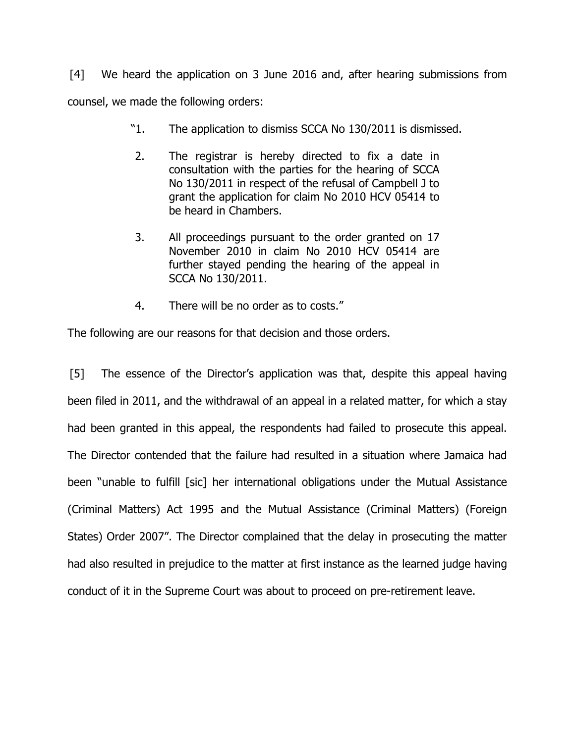[4] We heard the application on 3 June 2016 and, after hearing submissions from counsel, we made the following orders:

> "1. The application to dismiss SCCA No 130/2011 is dismissed.
>
> 2. The registrar is hereby directed to fix a date in consultation with the parties for the hearing of SCCA No 130/2011 in respect of the refusal of Campbell J to grant the application for claim No 2010 HCV 05414 to be heard in Chambers.
>
> 3. All proceedings pursuant to the order granted on 17 November 2010 in claim No 2010 HCV 05414 are further stayed pending the hearing of the appeal in SCCA No 130/2011.
>
> 4. There will be no order as to costs."

The following are our reasons for that decision and those orders.

[5] The essence of the Director's application was that, despite this appeal having been filed in 2011, and the withdrawal of an appeal in a related matter, for which a stay had been granted in this appeal, the respondents had failed to prosecute this appeal. The Director contended that the failure had resulted in a situation where Jamaica had been "unable to fulfill [sic] her international obligations under the Mutual Assistance (Criminal Matters) Act 1995 and the Mutual Assistance (Criminal Matters) (Foreign States) Order 2007". The Director complained that the delay in prosecuting the matter had also resulted in prejudice to the matter at first instance as the learned judge having conduct of it in the Supreme Court was about to proceed on pre-retirement leave.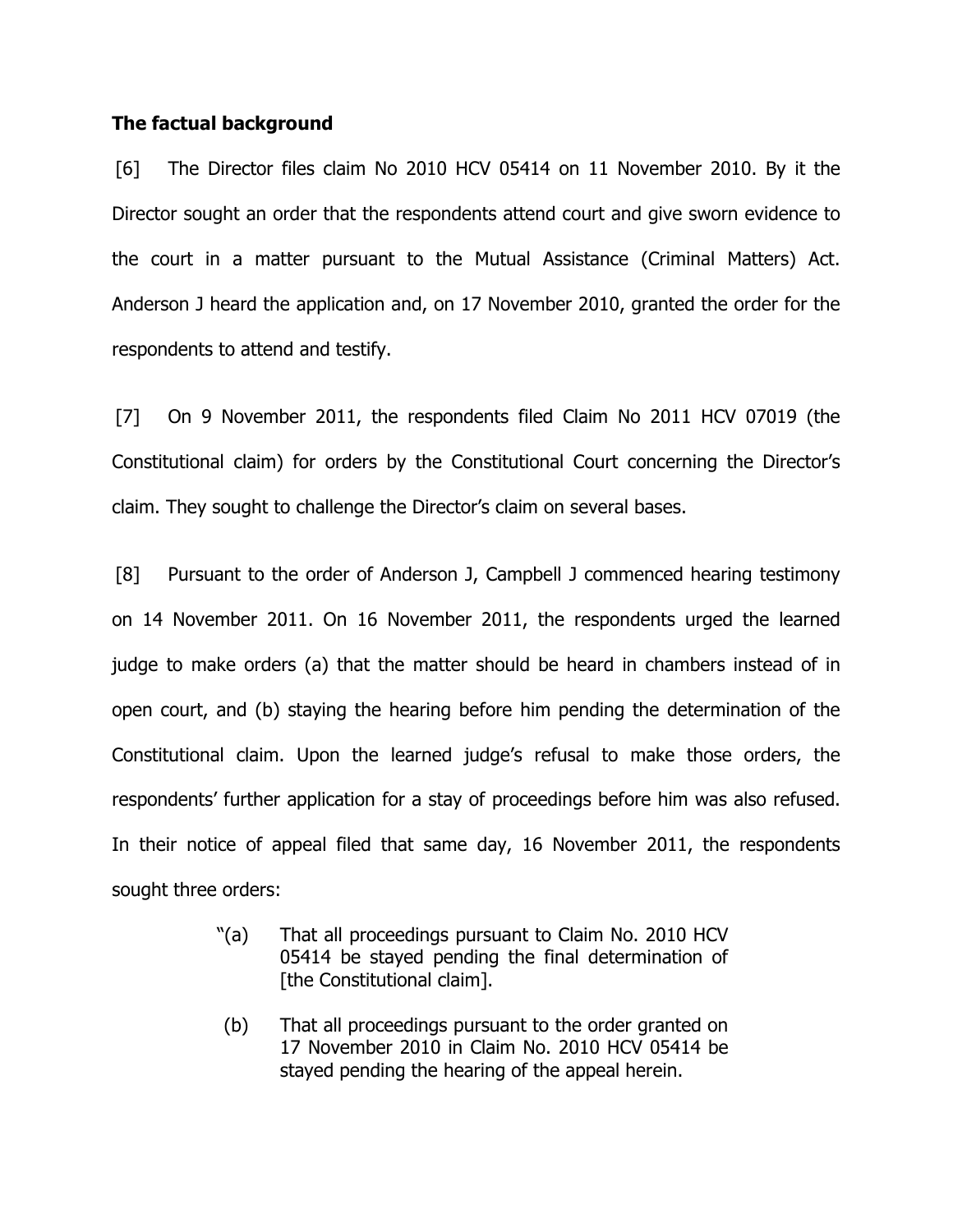**The factual background**

[6] The Director files claim No 2010 HCV 05414 on 11 November 2010. By it the Director sought an order that the respondents attend court and give sworn evidence to the court in a matter pursuant to the Mutual Assistance (Criminal Matters) Act. Anderson J heard the application and, on 17 November 2010, granted the order for the respondents to attend and testify.

[7] On 9 November 2011, the respondents filed Claim No 2011 HCV 07019 (the Constitutional claim) for orders by the Constitutional Court concerning the Director's claim. They sought to challenge the Director's claim on several bases.

[8] Pursuant to the order of Anderson J, Campbell J commenced hearing testimony on 14 November 2011. On 16 November 2011, the respondents urged the learned judge to make orders (a) that the matter should be heard in chambers instead of in open court, and (b) staying the hearing before him pending the determination of the Constitutional claim. Upon the learned judge's refusal to make those orders, the respondents' further application for a stay of proceedings before him was also refused. In their notice of appeal filed that same day, 16 November 2011, the respondents sought three orders:

> "(a) That all proceedings pursuant to Claim No. 2010 HCV 05414 be stayed pending the final determination of [the Constitutional claim].
>
> (b) That all proceedings pursuant to the order granted on 17 November 2010 in Claim No. 2010 HCV 05414 be stayed pending the hearing of the appeal herein.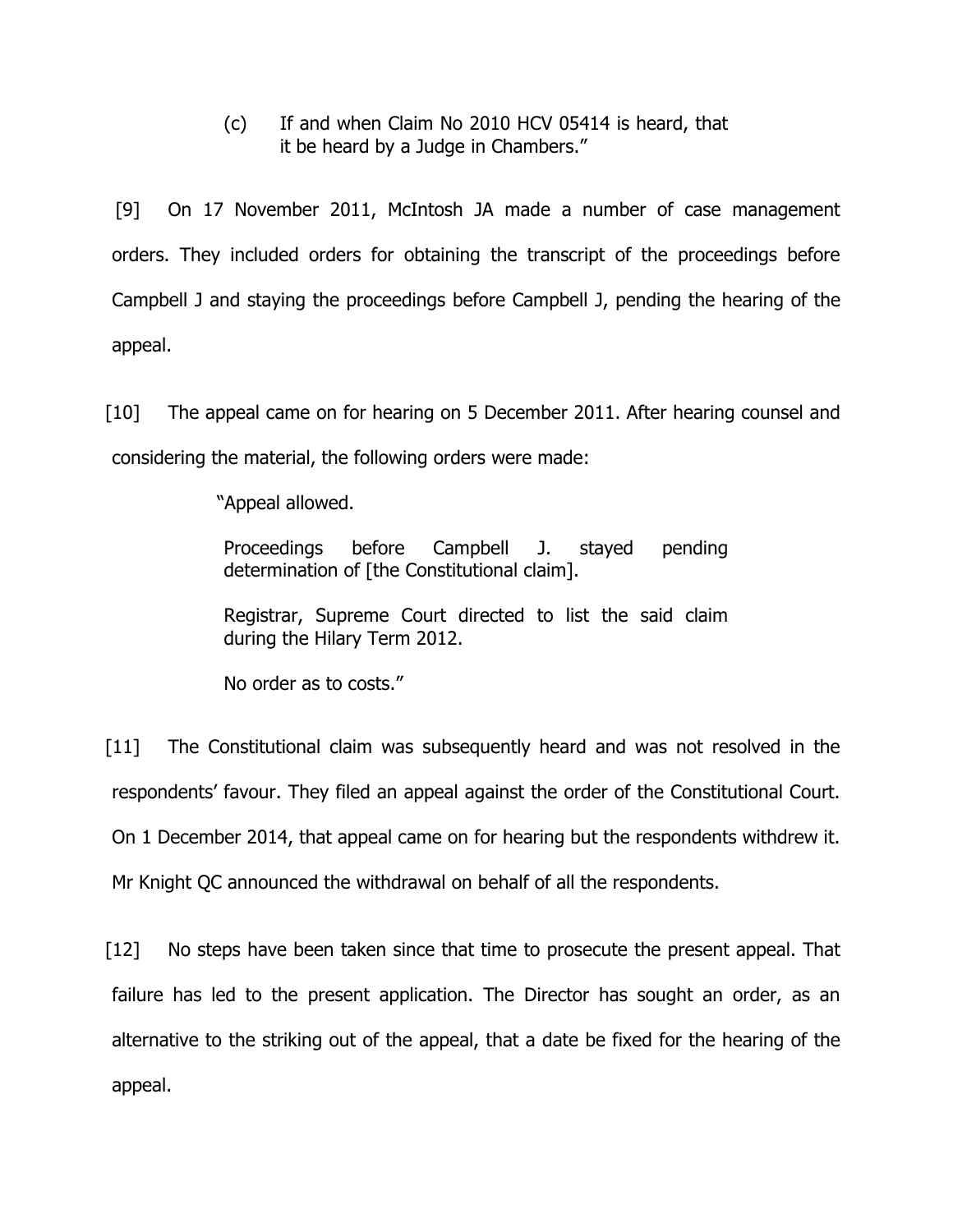> (c) If and when Claim No 2010 HCV 05414 is heard, that it be heard by a Judge in Chambers."

[9] On 17 November 2011, McIntosh JA made a number of case management orders. They included orders for obtaining the transcript of the proceedings before Campbell J and staying the proceedings before Campbell J, pending the hearing of the appeal.

[10] The appeal came on for hearing on 5 December 2011. After hearing counsel and considering the material, the following orders were made:

> "Appeal allowed.
>
> Proceedings before Campbell J. stayed pending determination of [the Constitutional claim].
>
> Registrar, Supreme Court directed to list the said claim during the Hilary Term 2012.
>
> No order as to costs."

[11] The Constitutional claim was subsequently heard and was not resolved in the respondents' favour. They filed an appeal against the order of the Constitutional Court. On 1 December 2014, that appeal came on for hearing but the respondents withdrew it. Mr Knight QC announced the withdrawal on behalf of all the respondents.

[12] No steps have been taken since that time to prosecute the present appeal. That failure has led to the present application. The Director has sought an order, as an alternative to the striking out of the appeal, that a date be fixed for the hearing of the appeal.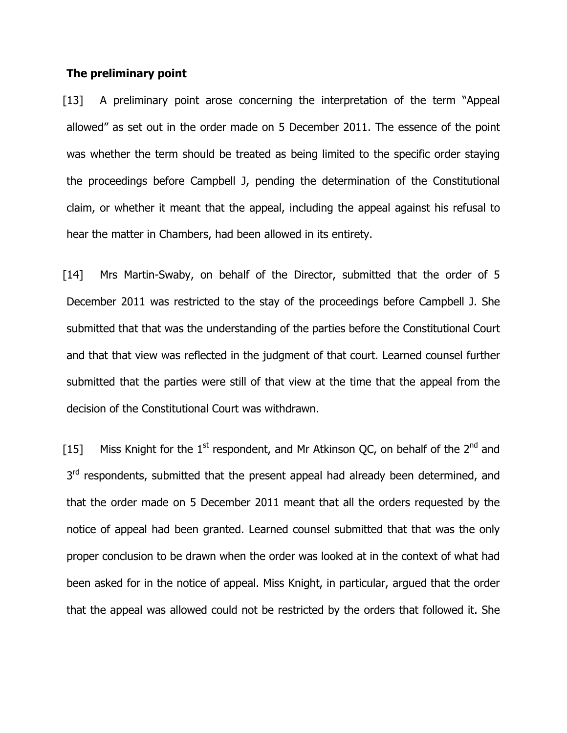**The preliminary point**

[13] A preliminary point arose concerning the interpretation of the term "Appeal allowed" as set out in the order made on 5 December 2011. The essence of the point was whether the term should be treated as being limited to the specific order staying the proceedings before Campbell J, pending the determination of the Constitutional claim, or whether it meant that the appeal, including the appeal against his refusal to hear the matter in Chambers, had been allowed in its entirety.

[14] Mrs Martin-Swaby, on behalf of the Director, submitted that the order of 5 December 2011 was restricted to the stay of the proceedings before Campbell J. She submitted that that was the understanding of the parties before the Constitutional Court and that that view was reflected in the judgment of that court. Learned counsel further submitted that the parties were still of that view at the time that the appeal from the decision of the Constitutional Court was withdrawn.

[15] Miss Knight for the 1st respondent, and Mr Atkinson QC, on behalf of the 2nd and 3rd respondents, submitted that the present appeal had already been determined, and that the order made on 5 December 2011 meant that all the orders requested by the notice of appeal had been granted. Learned counsel submitted that that was the only proper conclusion to be drawn when the order was looked at in the context of what had been asked for in the notice of appeal. Miss Knight, in particular, argued that the order that the appeal was allowed could not be restricted by the orders that followed it. She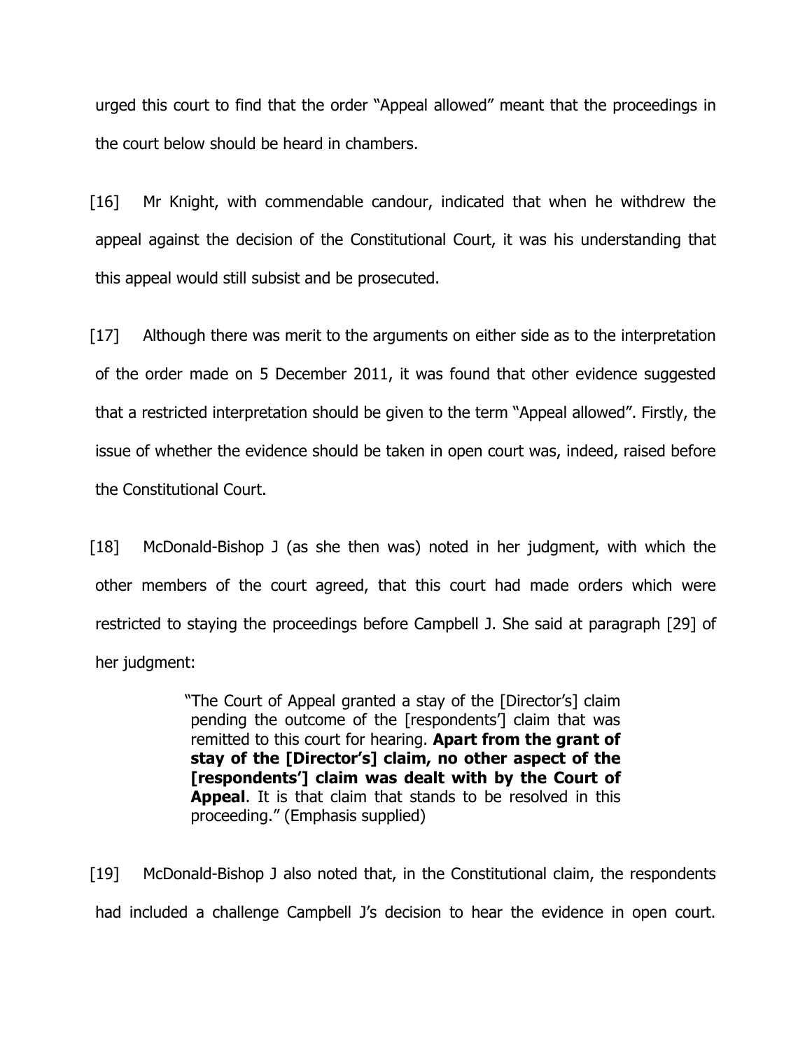urged this court to find that the order "Appeal allowed" meant that the proceedings in the court below should be heard in chambers.

[16] Mr Knight, with commendable candour, indicated that when he withdrew the appeal against the decision of the Constitutional Court, it was his understanding that this appeal would still subsist and be prosecuted.

[17] Although there was merit to the arguments on either side as to the interpretation of the order made on 5 December 2011, it was found that other evidence suggested that a restricted interpretation should be given to the term "Appeal allowed". Firstly, the issue of whether the evidence should be taken in open court was, indeed, raised before the Constitutional Court.

[18] McDonald-Bishop J (as she then was) noted in her judgment, with which the other members of the court agreed, that this court had made orders which were restricted to staying the proceedings before Campbell J. She said at paragraph [29] of her judgment:

> "The Court of Appeal granted a stay of the [Director's] claim pending the outcome of the [respondents'] claim that was remitted to this court for hearing. **Apart from the grant of stay of the [Director's] claim, no other aspect of the [respondents'] claim was dealt with by the Court of Appeal**. It is that claim that stands to be resolved in this proceeding." (Emphasis supplied)

[19] McDonald-Bishop J also noted that, in the Constitutional claim, the respondents had included a challenge Campbell J's decision to hear the evidence in open court.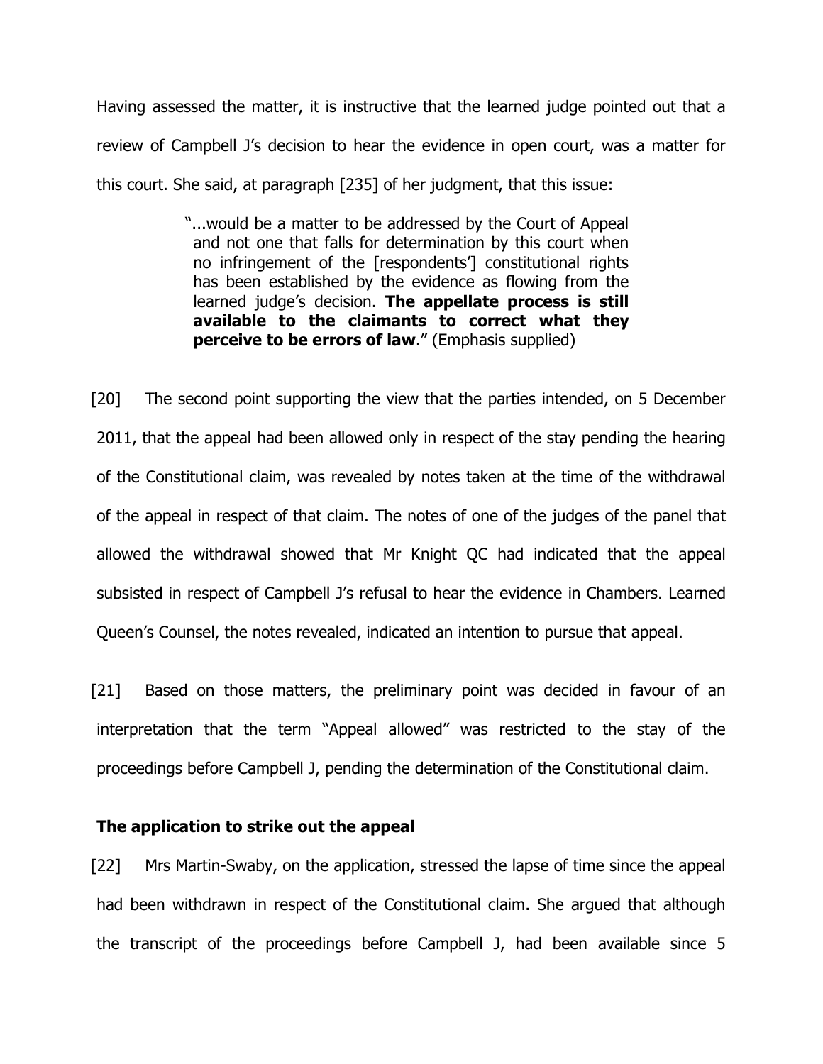Having assessed the matter, it is instructive that the learned judge pointed out that a review of Campbell J's decision to hear the evidence in open court, was a matter for this court. She said, at paragraph [235] of her judgment, that this issue:

> "...would be a matter to be addressed by the Court of Appeal and not one that falls for determination by this court when no infringement of the [respondents'] constitutional rights has been established by the evidence as flowing from the learned judge's decision. **The appellate process is still available to the claimants to correct what they perceive to be errors of law**." (Emphasis supplied)

[20] The second point supporting the view that the parties intended, on 5 December 2011, that the appeal had been allowed only in respect of the stay pending the hearing of the Constitutional claim, was revealed by notes taken at the time of the withdrawal of the appeal in respect of that claim. The notes of one of the judges of the panel that allowed the withdrawal showed that Mr Knight QC had indicated that the appeal subsisted in respect of Campbell J's refusal to hear the evidence in Chambers. Learned Queen's Counsel, the notes revealed, indicated an intention to pursue that appeal.

[21] Based on those matters, the preliminary point was decided in favour of an interpretation that the term "Appeal allowed" was restricted to the stay of the proceedings before Campbell J, pending the determination of the Constitutional claim.

### The application to strike out the appeal

[22] Mrs Martin-Swaby, on the application, stressed the lapse of time since the appeal had been withdrawn in respect of the Constitutional claim. She argued that although the transcript of the proceedings before Campbell J, had been available since 5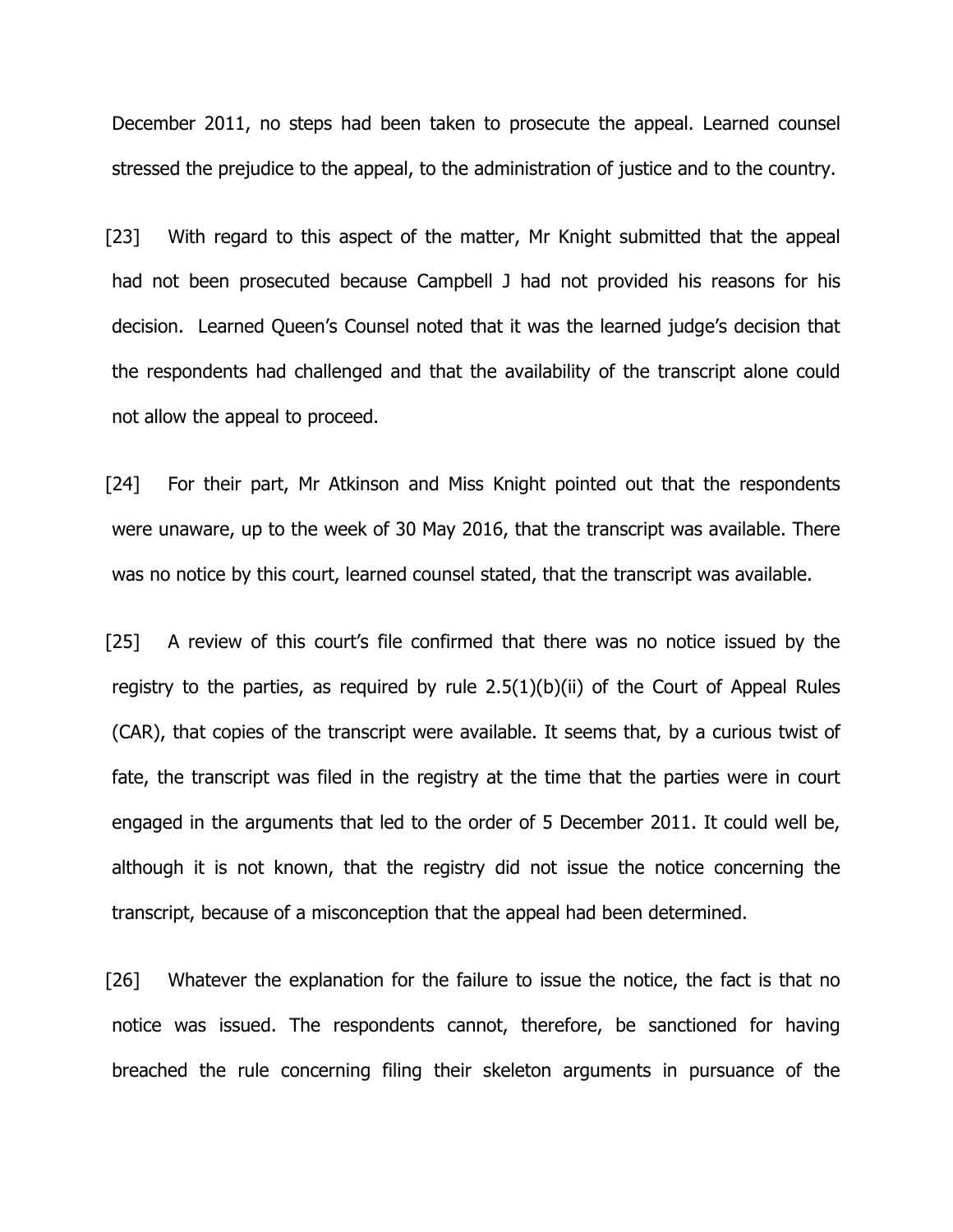December 2011, no steps had been taken to prosecute the appeal. Learned counsel stressed the prejudice to the appeal, to the administration of justice and to the country.

[23] With regard to this aspect of the matter, Mr Knight submitted that the appeal had not been prosecuted because Campbell J had not provided his reasons for his decision. Learned Queen's Counsel noted that it was the learned judge's decision that the respondents had challenged and that the availability of the transcript alone could not allow the appeal to proceed.

[24] For their part, Mr Atkinson and Miss Knight pointed out that the respondents were unaware, up to the week of 30 May 2016, that the transcript was available. There was no notice by this court, learned counsel stated, that the transcript was available.

[25] A review of this court's file confirmed that there was no notice issued by the registry to the parties, as required by rule 2.5(1)(b)(ii) of the Court of Appeal Rules (CAR), that copies of the transcript were available. It seems that, by a curious twist of fate, the transcript was filed in the registry at the time that the parties were in court engaged in the arguments that led to the order of 5 December 2011. It could well be, although it is not known, that the registry did not issue the notice concerning the transcript, because of a misconception that the appeal had been determined.

[26] Whatever the explanation for the failure to issue the notice, the fact is that no notice was issued. The respondents cannot, therefore, be sanctioned for having breached the rule concerning filing their skeleton arguments in pursuance of the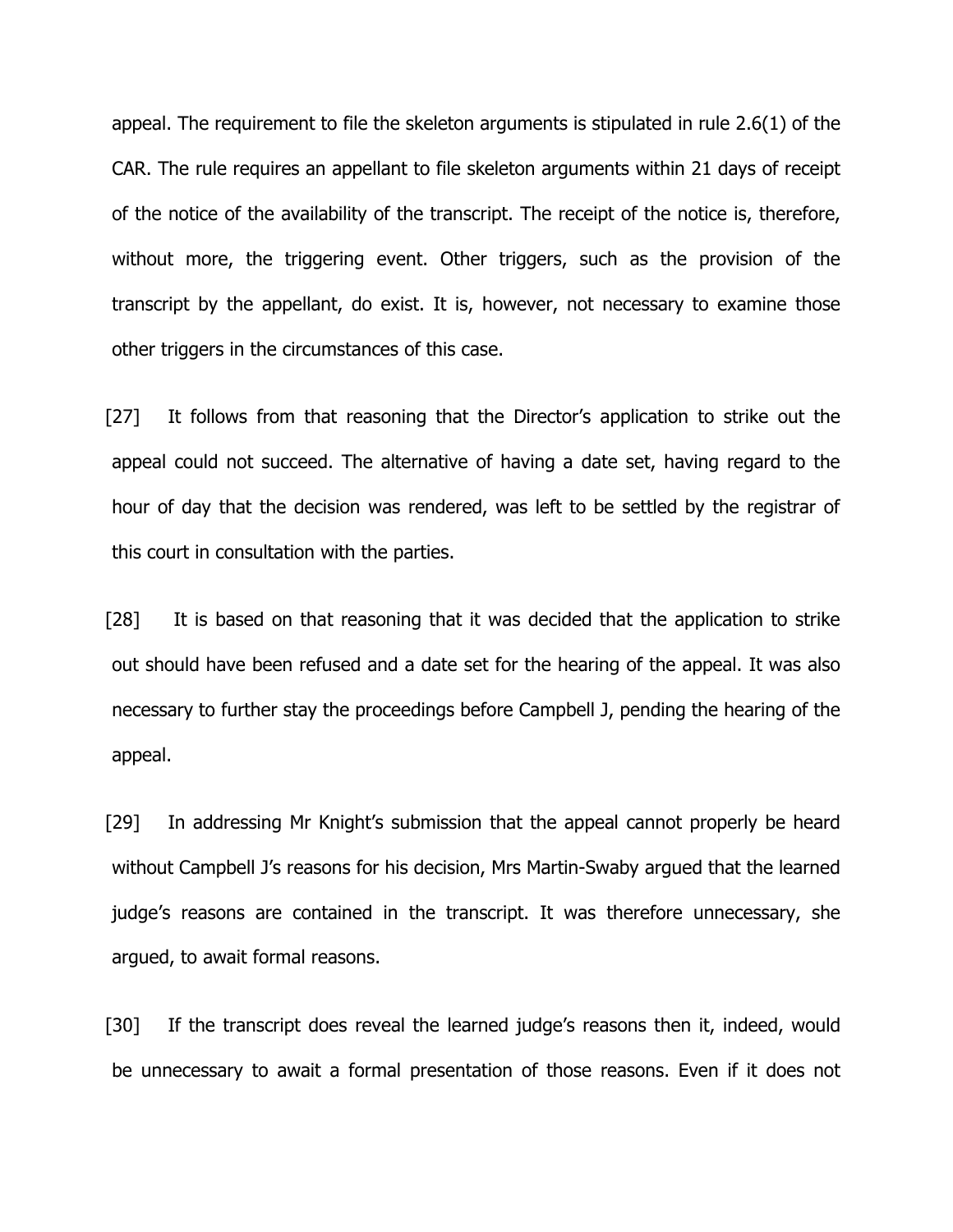appeal. The requirement to file the skeleton arguments is stipulated in rule 2.6(1) of the CAR. The rule requires an appellant to file skeleton arguments within 21 days of receipt of the notice of the availability of the transcript. The receipt of the notice is, therefore, without more, the triggering event. Other triggers, such as the provision of the transcript by the appellant, do exist. It is, however, not necessary to examine those other triggers in the circumstances of this case.

[27] It follows from that reasoning that the Director's application to strike out the appeal could not succeed. The alternative of having a date set, having regard to the hour of day that the decision was rendered, was left to be settled by the registrar of this court in consultation with the parties.

[28] It is based on that reasoning that it was decided that the application to strike out should have been refused and a date set for the hearing of the appeal. It was also necessary to further stay the proceedings before Campbell J, pending the hearing of the appeal.

[29] In addressing Mr Knight's submission that the appeal cannot properly be heard without Campbell J's reasons for his decision, Mrs Martin-Swaby argued that the learned judge's reasons are contained in the transcript. It was therefore unnecessary, she argued, to await formal reasons.

[30] If the transcript does reveal the learned judge's reasons then it, indeed, would be unnecessary to await a formal presentation of those reasons. Even if it does not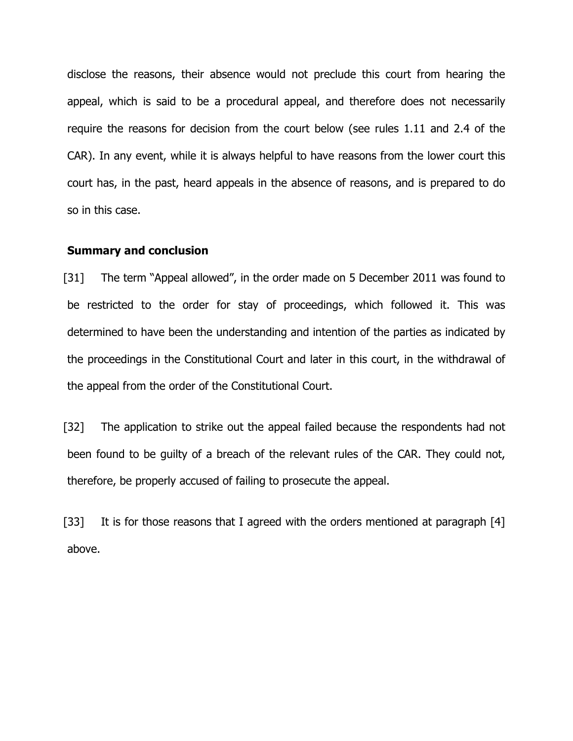disclose the reasons, their absence would not preclude this court from hearing the appeal, which is said to be a procedural appeal, and therefore does not necessarily require the reasons for decision from the court below (see rules 1.11 and 2.4 of the CAR). In any event, while it is always helpful to have reasons from the lower court this court has, in the past, heard appeals in the absence of reasons, and is prepared to do so in this case.

**Summary and conclusion**

[31] The term "Appeal allowed", in the order made on 5 December 2011 was found to be restricted to the order for stay of proceedings, which followed it. This was determined to have been the understanding and intention of the parties as indicated by the proceedings in the Constitutional Court and later in this court, in the withdrawal of the appeal from the order of the Constitutional Court.

[32] The application to strike out the appeal failed because the respondents had not been found to be guilty of a breach of the relevant rules of the CAR. They could not, therefore, be properly accused of failing to prosecute the appeal.

[33] It is for those reasons that I agreed with the orders mentioned at paragraph [4] above.